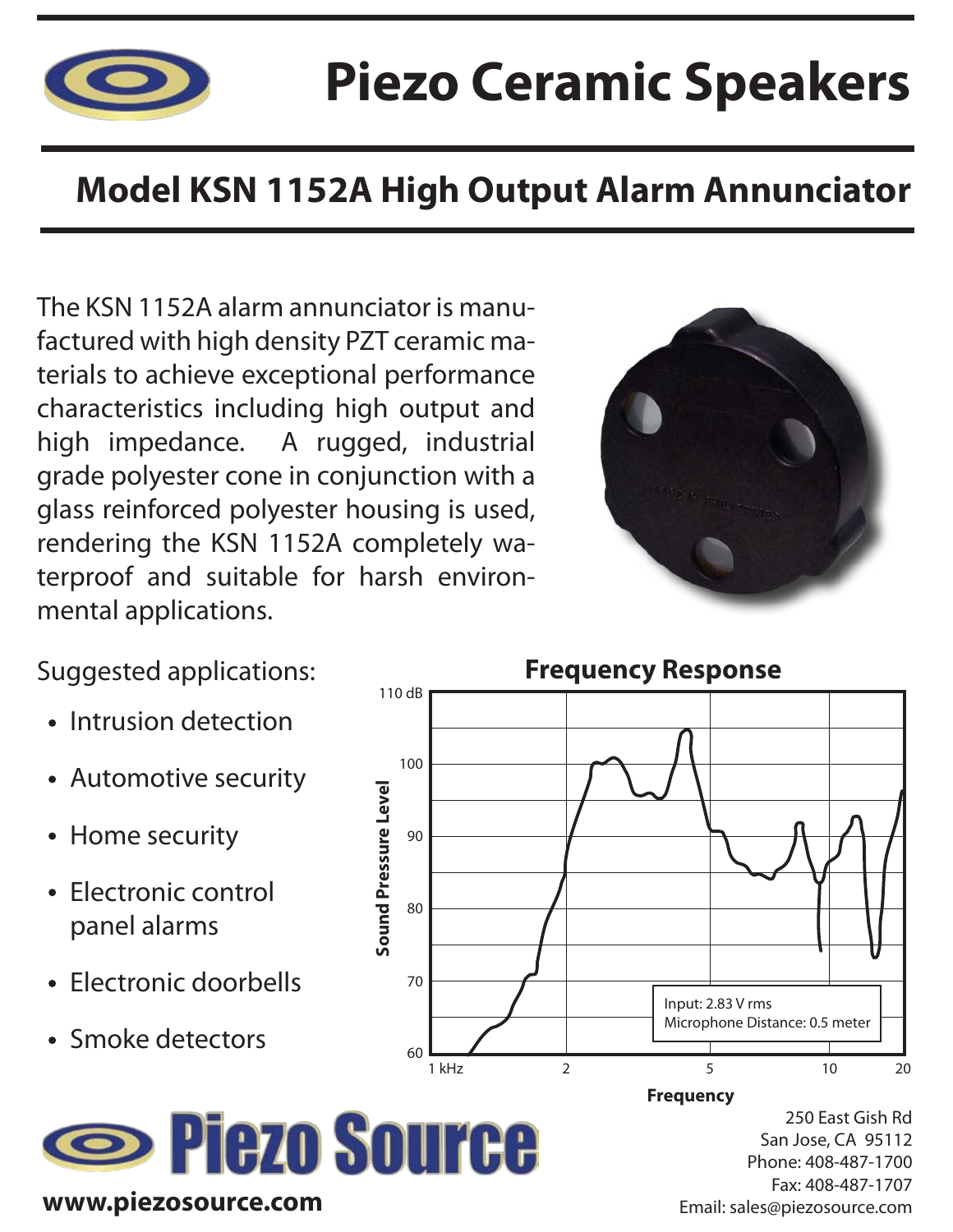# Piezo Ceramic Speakers

## Model KSN 1152A High Output Alarm Annunciator

The KSN 1152A alarm annunciator is manufactured with high density PZT ceramic materials to achieve exceptional performance characteristics including high output and high impedance. A rugged, industrial grade polyester cone in conjunction with a glass reinforced polyester housing is used, rendering the KSN 1152A completely waterproof and suitable for harsh environmental applications.

Suggested applications:

- Intrusion detection
- Automotive security
- Home security
- Electronic control panel alarms
- Electronic doorbells
- Smoke detectors

**Frequency Response**

Sound Pressure Level: 60 – 110 dB

Frequency: 1 kHz – 20

Input: 2.83 V rms
Microphone Distance: 0.5 meter

**Piezo Source**

www.piezosource.com

250 East Gish Rd
San Jose, CA 95112
Phone: 408-487-1700
Fax: 408-487-1707
Email: sales@piezosource.com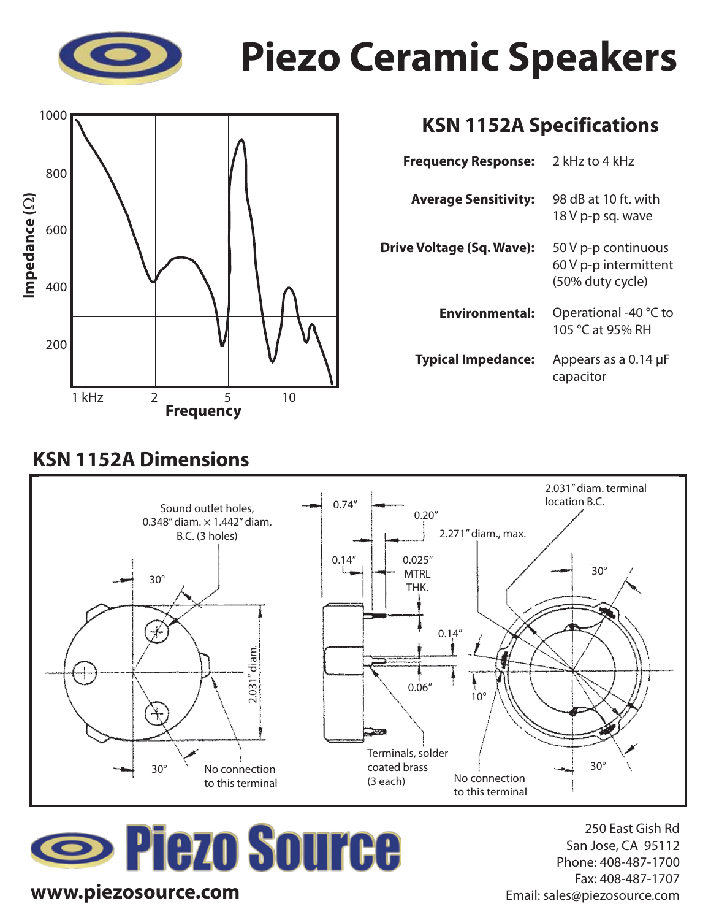# Piezo Ceramic Speakers

1000

800

600

400

200

Impedance (Ω)

1 kHz

2

5

10

Frequency

## KSN 1152A Specifications

| | |
|---|---|
| **Frequency Response:** | 2 kHz to 4 kHz |
| **Average Sensitivity:** | 98 dB at 10 ft. with 18 V p-p sq. wave |
| **Drive Voltage (Sq. Wave):** | 50 V p-p continuous<br>60 V p-p intermittent (50% duty cycle) |
| **Environmental:** | Operational -40 °C to 105 °C at 95% RH |
| **Typical Impedance:** | Appears as a 0.14 μF capacitor |

## KSN 1152A Dimensions

Sound outlet holes, 0.348″ diam. × 1.442″ diam. B.C. (3 holes)

30°

2.031″ diam.

30°

No connection to this terminal

0.74″

0.20″

2.271″ diam., max.

0.14″

0.025″ MTRL THK.

0.14″

0.06″

Terminals, solder coated brass (3 each)

2.031″ diam. terminal location B.C.

30°

10°

30°

No connection to this terminal

Piezo Source

www.piezosource.com

250 East Gish Rd
San Jose, CA 95112
Phone: 408-487-1700
Fax: 408-487-1707
Email: sales@piezosource.com